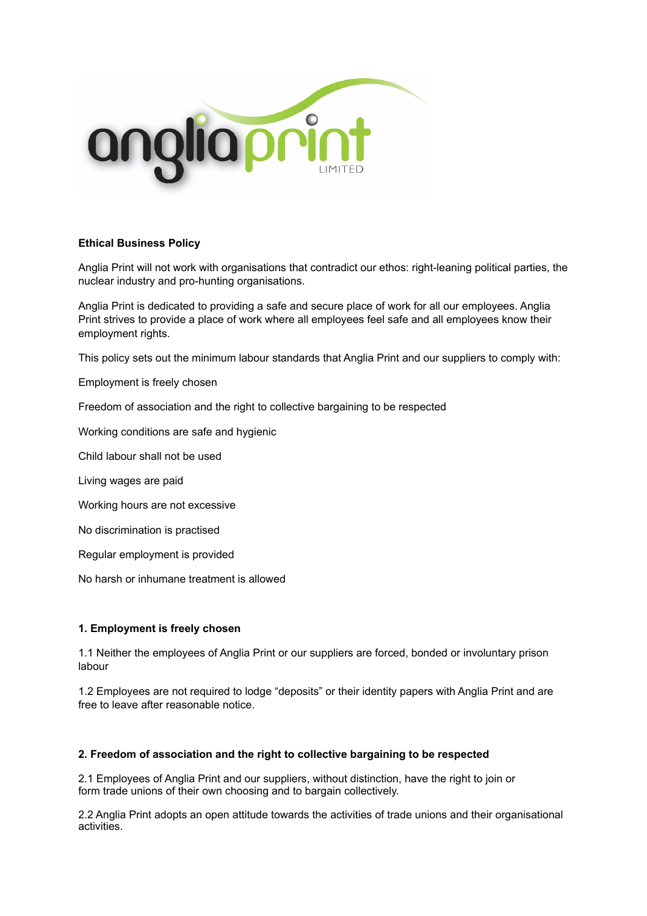anglia print LIMITED

**Ethical Business Policy**

Anglia Print will not work with organisations that contradict our ethos: right-leaning political parties, the nuclear industry and pro-hunting organisations.

Anglia Print is dedicated to providing a safe and secure place of work for all our employees. Anglia Print strives to provide a place of work where all employees feel safe and all employees know their employment rights.

This policy sets out the minimum labour standards that Anglia Print and our suppliers to comply with:

Employment is freely chosen

Freedom of association and the right to collective bargaining to be respected

Working conditions are safe and hygienic

Child labour shall not be used

Living wages are paid

Working hours are not excessive

No discrimination is practised

Regular employment is provided

No harsh or inhumane treatment is allowed

**1. Employment is freely chosen**

1.1 Neither the employees of Anglia Print or our suppliers are forced, bonded or involuntary prison labour

1.2 Employees are not required to lodge "deposits" or their identity papers with Anglia Print and are free to leave after reasonable notice.

**2. Freedom of association and the right to collective bargaining to be respected**

2.1 Employees of Anglia Print and our suppliers, without distinction, have the right to join or form trade unions of their own choosing and to bargain collectively.

2.2 Anglia Print adopts an open attitude towards the activities of trade unions and their organisational activities.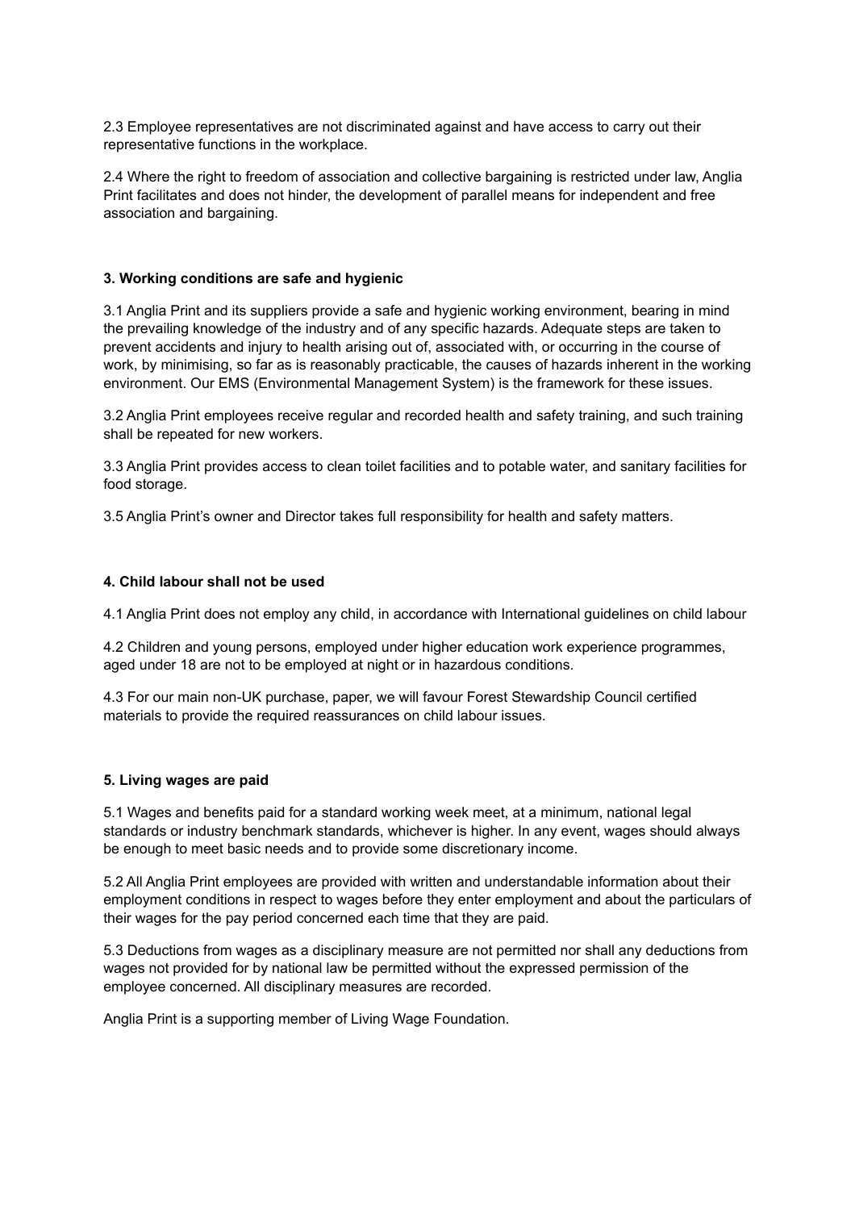2.3 Employee representatives are not discriminated against and have access to carry out their representative functions in the workplace.

2.4 Where the right to freedom of association and collective bargaining is restricted under law, Anglia Print facilitates and does not hinder, the development of parallel means for independent and free association and bargaining.

**3. Working conditions are safe and hygienic**

3.1 Anglia Print and its suppliers provide a safe and hygienic working environment, bearing in mind the prevailing knowledge of the industry and of any specific hazards. Adequate steps are taken to prevent accidents and injury to health arising out of, associated with, or occurring in the course of work, by minimising, so far as is reasonably practicable, the causes of hazards inherent in the working environment. Our EMS (Environmental Management System) is the framework for these issues.

3.2 Anglia Print employees receive regular and recorded health and safety training, and such training shall be repeated for new workers.

3.3 Anglia Print provides access to clean toilet facilities and to potable water, and sanitary facilities for food storage.

3.5 Anglia Print's owner and Director takes full responsibility for health and safety matters.

**4. Child labour shall not be used**

4.1 Anglia Print does not employ any child, in accordance with International guidelines on child labour

4.2 Children and young persons, employed under higher education work experience programmes, aged under 18 are not to be employed at night or in hazardous conditions.

4.3 For our main non-UK purchase, paper, we will favour Forest Stewardship Council certified materials to provide the required reassurances on child labour issues.

**5. Living wages are paid**

5.1 Wages and benefits paid for a standard working week meet, at a minimum, national legal standards or industry benchmark standards, whichever is higher. In any event, wages should always be enough to meet basic needs and to provide some discretionary income.

5.2 All Anglia Print employees are provided with written and understandable information about their employment conditions in respect to wages before they enter employment and about the particulars of their wages for the pay period concerned each time that they are paid.

5.3 Deductions from wages as a disciplinary measure are not permitted nor shall any deductions from wages not provided for by national law be permitted without the expressed permission of the employee concerned. All disciplinary measures are recorded.

Anglia Print is a supporting member of Living Wage Foundation.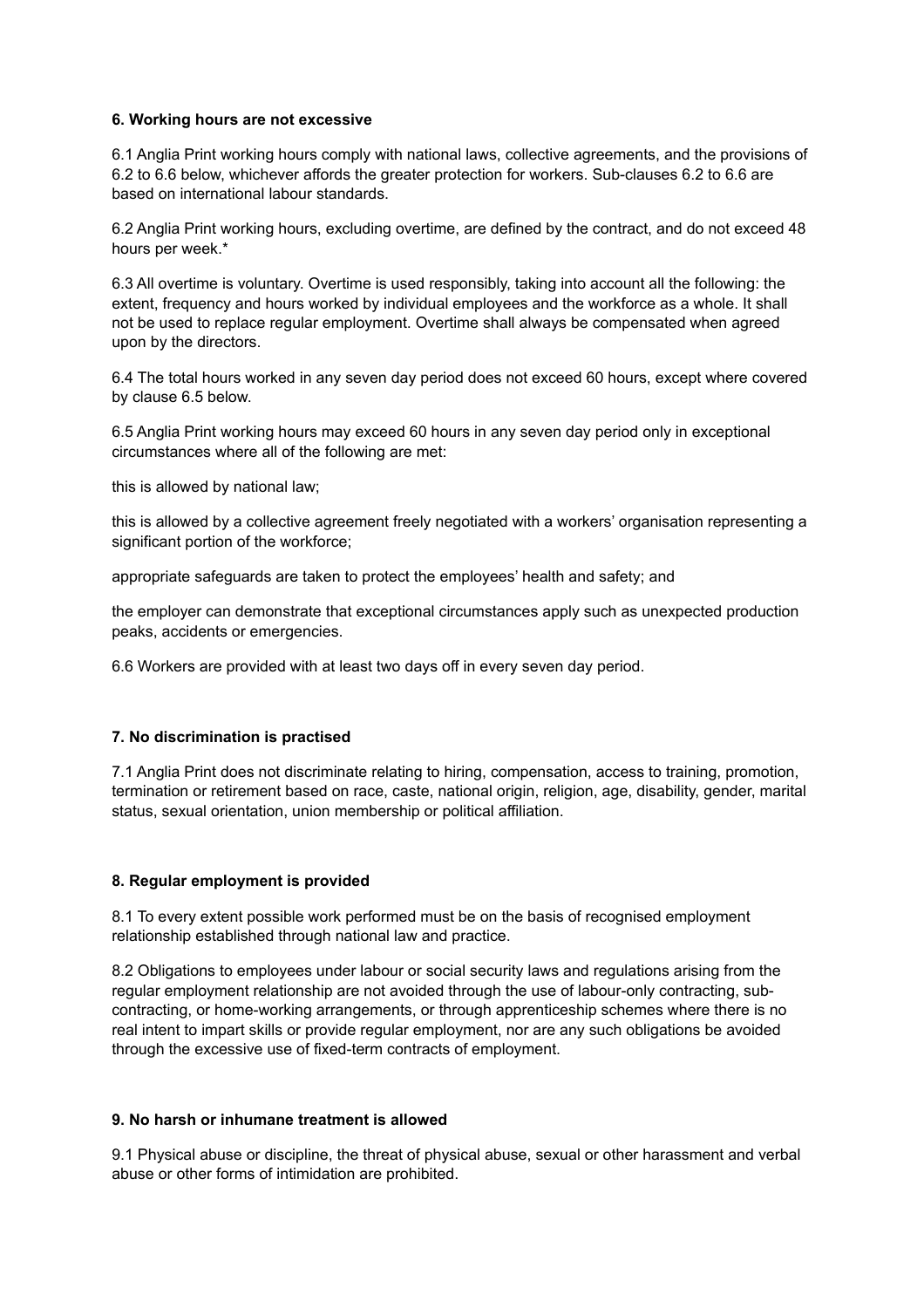**6. Working hours are not excessive**

6.1 Anglia Print working hours comply with national laws, collective agreements, and the provisions of 6.2 to 6.6 below, whichever affords the greater protection for workers. Sub-clauses 6.2 to 6.6 are based on international labour standards.

6.2 Anglia Print working hours, excluding overtime, are defined by the contract, and do not exceed 48 hours per week.*

6.3 All overtime is voluntary. Overtime is used responsibly, taking into account all the following: the extent, frequency and hours worked by individual employees and the workforce as a whole. It shall not be used to replace regular employment. Overtime shall always be compensated when agreed upon by the directors.

6.4 The total hours worked in any seven day period does not exceed 60 hours, except where covered by clause 6.5 below.

6.5 Anglia Print working hours may exceed 60 hours in any seven day period only in exceptional circumstances where all of the following are met:

this is allowed by national law;

this is allowed by a collective agreement freely negotiated with a workers' organisation representing a significant portion of the workforce;

appropriate safeguards are taken to protect the employees' health and safety; and

the employer can demonstrate that exceptional circumstances apply such as unexpected production peaks, accidents or emergencies.

6.6 Workers are provided with at least two days off in every seven day period.

**7. No discrimination is practised**

7.1 Anglia Print does not discriminate relating to hiring, compensation, access to training, promotion, termination or retirement based on race, caste, national origin, religion, age, disability, gender, marital status, sexual orientation, union membership or political affiliation.

**8. Regular employment is provided**

8.1 To every extent possible work performed must be on the basis of recognised employment relationship established through national law and practice.

8.2 Obligations to employees under labour or social security laws and regulations arising from the regular employment relationship are not avoided through the use of labour-only contracting, sub-contracting, or home-working arrangements, or through apprenticeship schemes where there is no real intent to impart skills or provide regular employment, nor are any such obligations be avoided through the excessive use of fixed-term contracts of employment.

**9. No harsh or inhumane treatment is allowed**

9.1 Physical abuse or discipline, the threat of physical abuse, sexual or other harassment and verbal abuse or other forms of intimidation are prohibited.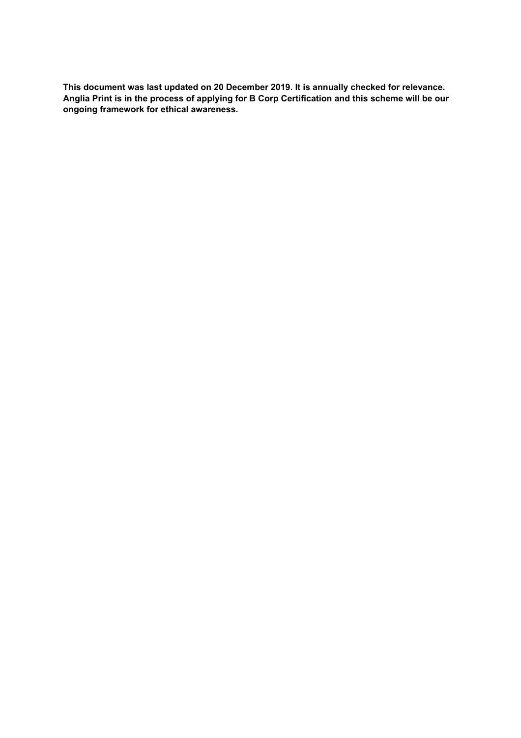**This document was last updated on 20 December 2019. It is annually checked for relevance. Anglia Print is in the process of applying for B Corp Certification and this scheme will be our ongoing framework for ethical awareness.**